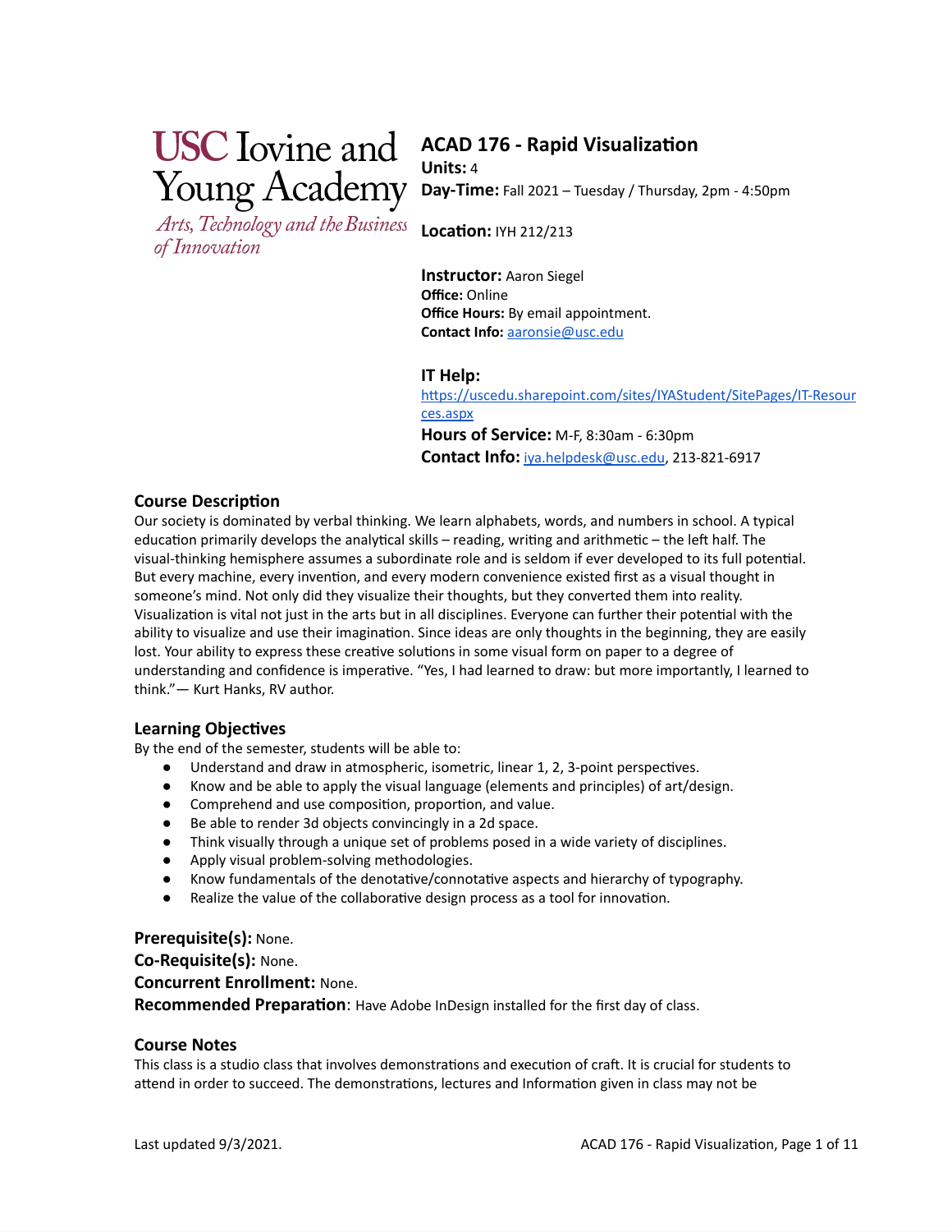USC Iovine and Young Academy

*Arts, Technology and the Business of Innovation*

# ACAD 176 - Rapid Visualization

**Units:** 4

**Day-Time:** Fall 2021 – Tuesday / Thursday, 2pm - 4:50pm

**Location:** IYH 212/213

**Instructor:** Aaron Siegel

**Office:** Online

**Office Hours:** By email appointment.

**Contact Info:** aaronsie@usc.edu

**IT Help:** https://uscedu.sharepoint.com/sites/IYAStudent/SitePages/IT-Resources.aspx

**Hours of Service:** M-F, 8:30am - 6:30pm

**Contact Info:** iya.helpdesk@usc.edu, 213-821-6917

## Course Description

Our society is dominated by verbal thinking. We learn alphabets, words, and numbers in school. A typical education primarily develops the analytical skills – reading, writing and arithmetic – the left half. The visual-thinking hemisphere assumes a subordinate role and is seldom if ever developed to its full potential. But every machine, every invention, and every modern convenience existed first as a visual thought in someone's mind. Not only did they visualize their thoughts, but they converted them into reality. Visualization is vital not just in the arts but in all disciplines. Everyone can further their potential with the ability to visualize and use their imagination. Since ideas are only thoughts in the beginning, they are easily lost. Your ability to express these creative solutions in some visual form on paper to a degree of understanding and confidence is imperative. "Yes, I had learned to draw: but more importantly, I learned to think."— Kurt Hanks, RV author.

## Learning Objectives

By the end of the semester, students will be able to:

- Understand and draw in atmospheric, isometric, linear 1, 2, 3-point perspectives.
- Know and be able to apply the visual language (elements and principles) of art/design.
- Comprehend and use composition, proportion, and value.
- Be able to render 3d objects convincingly in a 2d space.
- Think visually through a unique set of problems posed in a wide variety of disciplines.
- Apply visual problem-solving methodologies.
- Know fundamentals of the denotative/connotative aspects and hierarchy of typography.
- Realize the value of the collaborative design process as a tool for innovation.

**Prerequisite(s):** None.

**Co-Requisite(s):** None.

**Concurrent Enrollment:** None.

**Recommended Preparation**: Have Adobe InDesign installed for the first day of class.

## Course Notes

This class is a studio class that involves demonstrations and execution of craft. It is crucial for students to attend in order to succeed. The demonstrations, lectures and Information given in class may not be

Last updated 9/3/2021.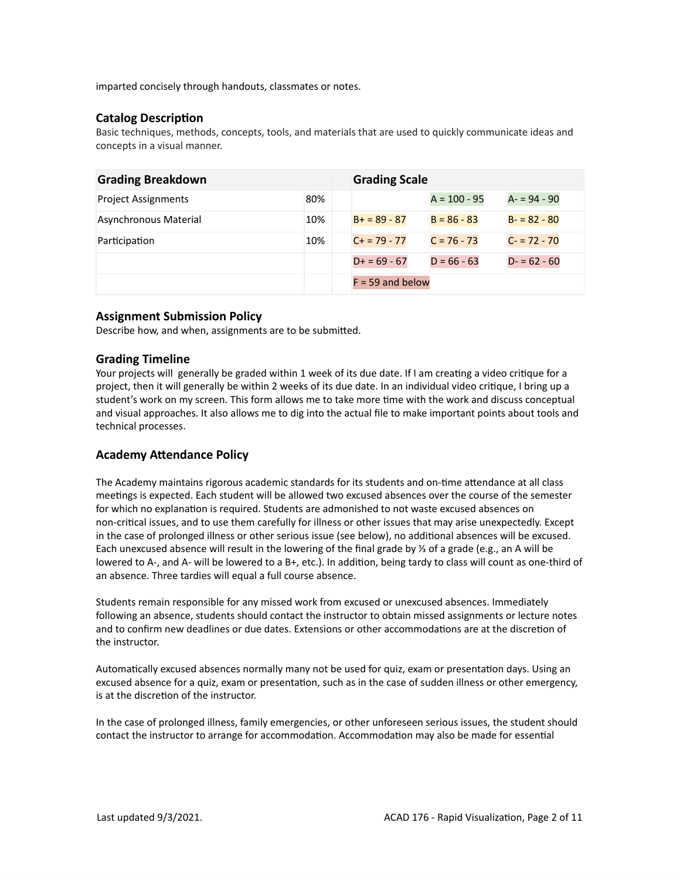imparted concisely through handouts, classmates or notes.

### Catalog Description

Basic techniques, methods, concepts, tools, and materials that are used to quickly communicate ideas and concepts in a visual manner.

| Grading Breakdown | | | Grading Scale | | |
|---|---|---|---|---|---|
| Project Assignments | 80% | | | A = 100 - 95 | A- = 94 - 90 |
| Asynchronous Material | 10% | | B+ = 89 - 87 | B = 86 - 83 | B- = 82 - 80 |
| Participation | 10% | | C+ = 79 - 77 | C = 76 - 73 | C- = 72 - 70 |
| | | | D+ = 69 - 67 | D = 66 - 63 | D- = 62 - 60 |
| | | | F = 59 and below | | |

### Assignment Submission Policy

Describe how, and when, assignments are to be submitted.

### Grading Timeline

Your projects will generally be graded within 1 week of its due date. If I am creating a video critique for a project, then it will generally be within 2 weeks of its due date. In an individual video critique, I bring up a student's work on my screen. This form allows me to take more time with the work and discuss conceptual and visual approaches. It also allows me to dig into the actual file to make important points about tools and technical processes.

### Academy Attendance Policy

The Academy maintains rigorous academic standards for its students and on-time attendance at all class meetings is expected. Each student will be allowed two excused absences over the course of the semester for which no explanation is required. Students are admonished to not waste excused absences on non-critical issues, and to use them carefully for illness or other issues that may arise unexpectedly. Except in the case of prolonged illness or other serious issue (see below), no additional absences will be excused. Each unexcused absence will result in the lowering of the final grade by ⅓ of a grade (e.g., an A will be lowered to A-, and A- will be lowered to a B+, etc.). In addition, being tardy to class will count as one-third of an absence. Three tardies will equal a full course absence.

Students remain responsible for any missed work from excused or unexcused absences. Immediately following an absence, students should contact the instructor to obtain missed assignments or lecture notes and to confirm new deadlines or due dates. Extensions or other accommodations are at the discretion of the instructor.

Automatically excused absences normally many not be used for quiz, exam or presentation days. Using an excused absence for a quiz, exam or presentation, such as in the case of sudden illness or other emergency, is at the discretion of the instructor.

In the case of prolonged illness, family emergencies, or other unforeseen serious issues, the student should contact the instructor to arrange for accommodation. Accommodation may also be made for essential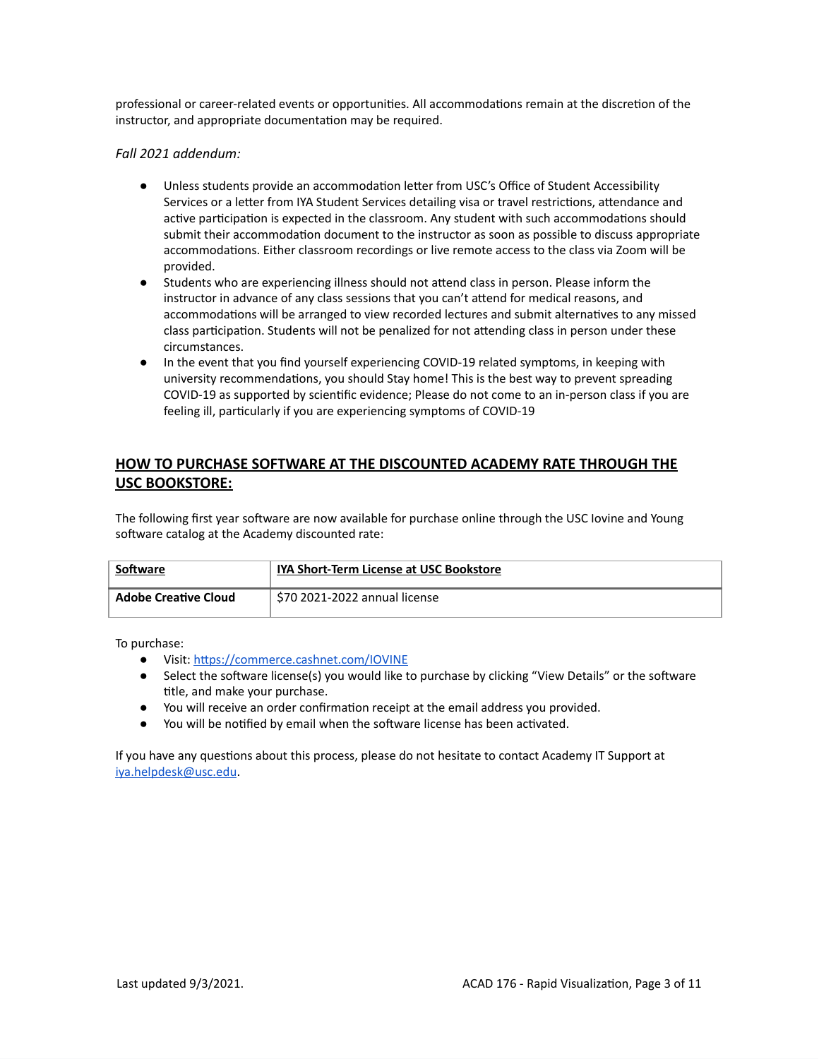professional or career-related events or opportunities. All accommodations remain at the discretion of the instructor, and appropriate documentation may be required.

*Fall 2021 addendum:*

- Unless students provide an accommodation letter from USC's Office of Student Accessibility Services or a letter from IYA Student Services detailing visa or travel restrictions, attendance and active participation is expected in the classroom. Any student with such accommodations should submit their accommodation document to the instructor as soon as possible to discuss appropriate accommodations. Either classroom recordings or live remote access to the class via Zoom will be provided.
- Students who are experiencing illness should not attend class in person. Please inform the instructor in advance of any class sessions that you can't attend for medical reasons, and accommodations will be arranged to view recorded lectures and submit alternatives to any missed class participation. Students will not be penalized for not attending class in person under these circumstances.
- In the event that you find yourself experiencing COVID-19 related symptoms, in keeping with university recommendations, you should Stay home! This is the best way to prevent spreading COVID-19 as supported by scientific evidence; Please do not come to an in-person class if you are feeling ill, particularly if you are experiencing symptoms of COVID-19

## HOW TO PURCHASE SOFTWARE AT THE DISCOUNTED ACADEMY RATE THROUGH THE USC BOOKSTORE:

The following first year software are now available for purchase online through the USC Iovine and Young software catalog at the Academy discounted rate:

| Software | IYA Short-Term License at USC Bookstore |
|---|---|
| **Adobe Creative Cloud** | $70 2021-2022 annual license |

To purchase:

- Visit: https://commerce.cashnet.com/IOVINE
- Select the software license(s) you would like to purchase by clicking "View Details" or the software title, and make your purchase.
- You will receive an order confirmation receipt at the email address you provided.
- You will be notified by email when the software license has been activated.

If you have any questions about this process, please do not hesitate to contact Academy IT Support at iya.helpdesk@usc.edu.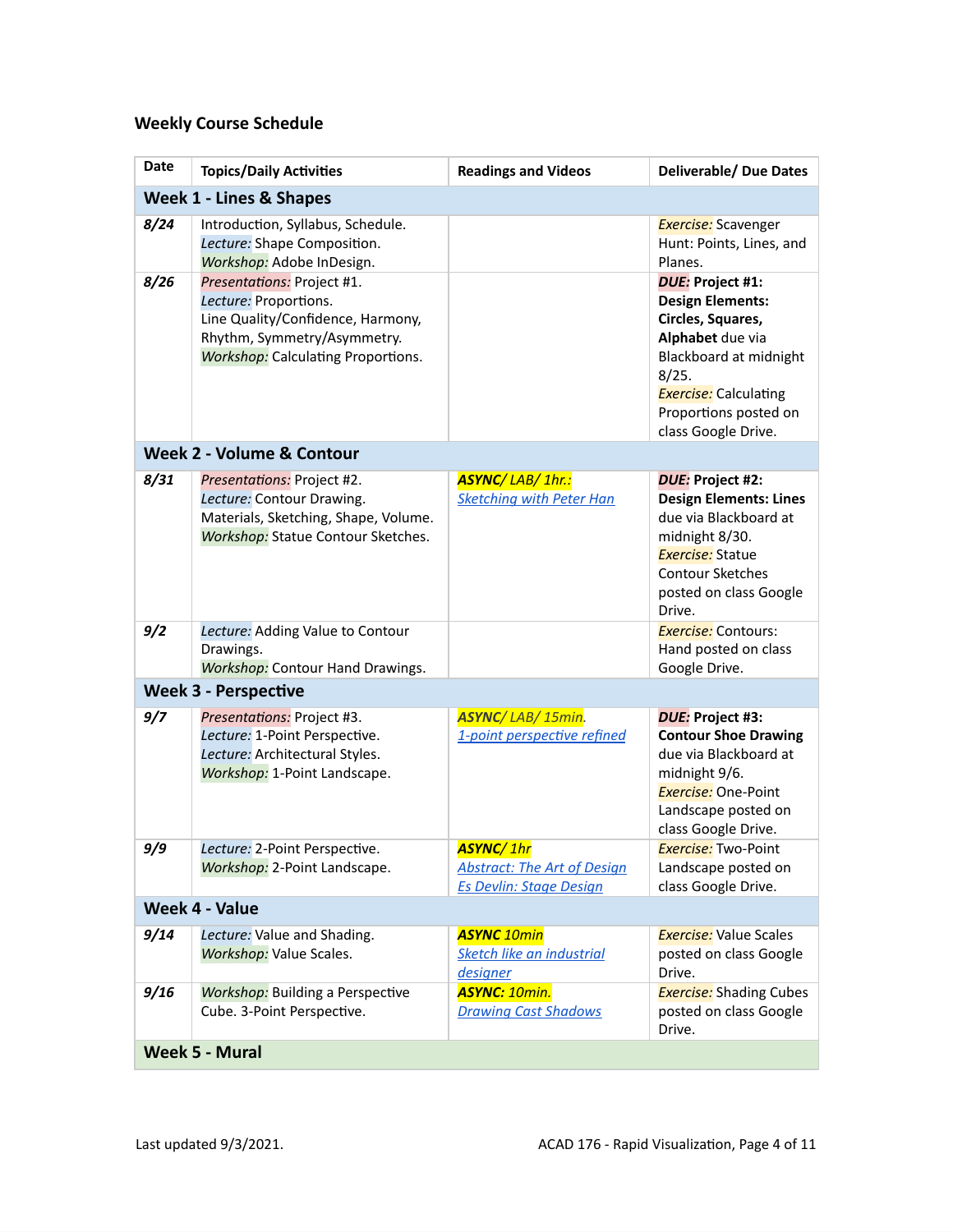## Weekly Course Schedule

| Date | Topics/Daily Activities | Readings and Videos | Deliverable/ Due Dates |
|---|---|---|---|
| **Week 1 - Lines & Shapes** | | | |
| ***8/24*** | Introduction, Syllabus, Schedule. *Lecture:* Shape Composition. *Workshop:* Adobe InDesign. | | *Exercise:* Scavenger Hunt: Points, Lines, and Planes. |
| ***8/26*** | *Presentations:* Project #1. *Lecture:* Proportions. Line Quality/Confidence, Harmony, Rhythm, Symmetry/Asymmetry. *Workshop:* Calculating Proportions. | | ***DUE:*** **Project #1: Design Elements: Circles, Squares, Alphabet** due via Blackboard at midnight 8/25. *Exercise:* Calculating Proportions posted on class Google Drive. |
| **Week 2 - Volume & Contour** | | | |
| ***8/31*** | *Presentations:* Project #2. *Lecture:* Contour Drawing. Materials, Sketching, Shape, Volume. *Workshop:* Statue Contour Sketches. | ***ASYNC/** LAB/ 1hr.:* *Sketching with Peter Han* | ***DUE:*** **Project #2: Design Elements: Lines** due via Blackboard at midnight 8/30. *Exercise:* Statue Contour Sketches posted on class Google Drive. |
| ***9/2*** | *Lecture:* Adding Value to Contour Drawings. *Workshop:* Contour Hand Drawings. | | *Exercise:* Contours: Hand posted on class Google Drive. |
| **Week 3 - Perspective** | | | |
| ***9/7*** | *Presentations:* Project #3. *Lecture:* 1-Point Perspective. *Lecture:* Architectural Styles. *Workshop:* 1-Point Landscape. | ***ASYNC/** LAB/ 15min.* *1-point perspective refined* | ***DUE:*** **Project #3: Contour Shoe Drawing** due via Blackboard at midnight 9/6. *Exercise:* One-Point Landscape posted on class Google Drive. |
| ***9/9*** | *Lecture:* 2-Point Perspective. *Workshop:* 2-Point Landscape. | ***ASYNC/** 1hr* *Abstract: The Art of Design* *Es Devlin: Stage Design* | *Exercise:* Two-Point Landscape posted on class Google Drive. |
| **Week 4 - Value** | | | |
| ***9/14*** | *Lecture:* Value and Shading. *Workshop:* Value Scales. | ***ASYNC** 10min* *Sketch like an industrial designer* | *Exercise:* Value Scales posted on class Google Drive. |
| ***9/16*** | *Workshop:* Building a Perspective Cube. 3-Point Perspective. | ***ASYNC:** 10min.* *Drawing Cast Shadows* | *Exercise:* Shading Cubes posted on class Google Drive. |
| **Week 5 - Mural** | | | |

Last updated 9/3/2021.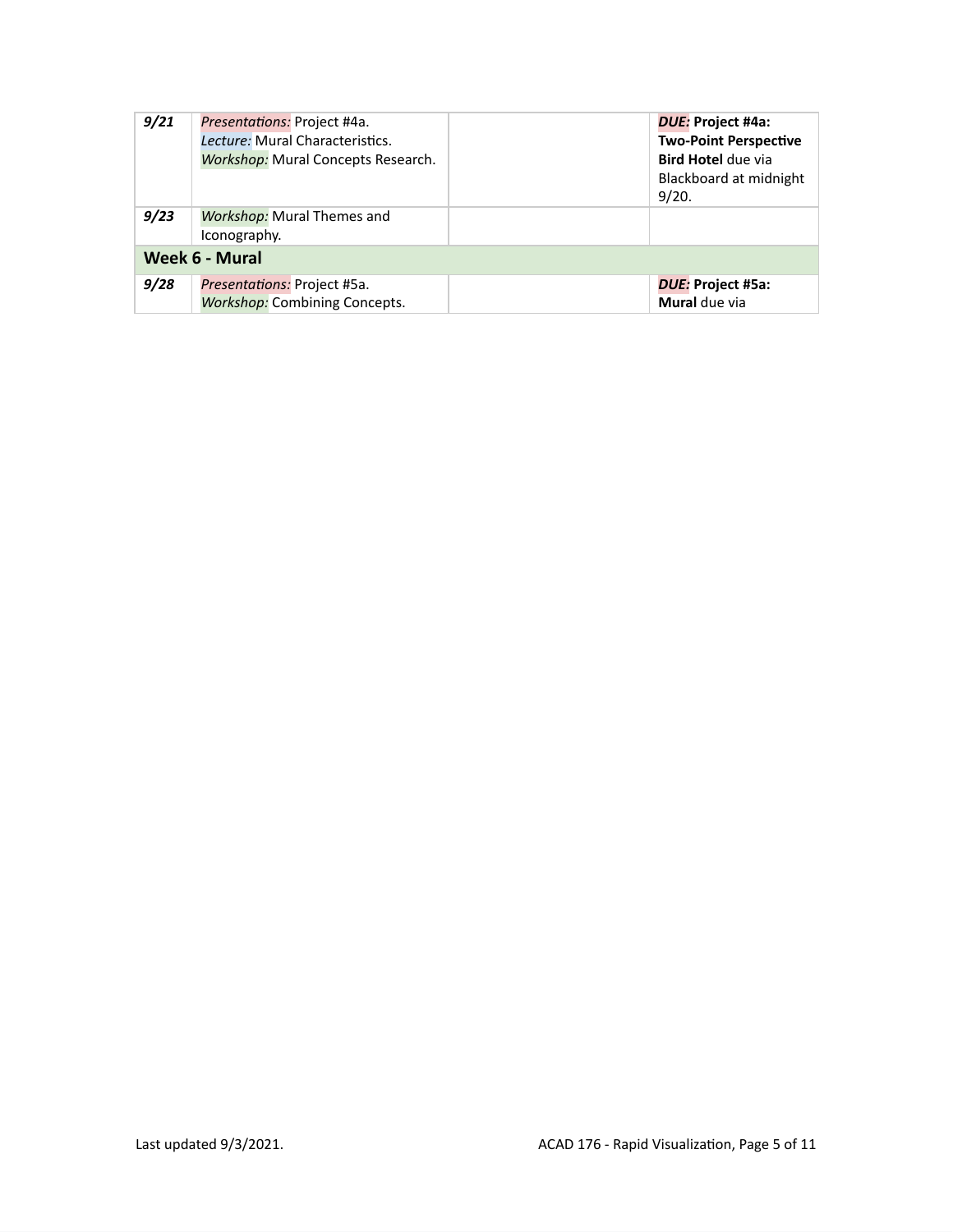| | | | |
|---|---|---|---|
| ***9/21*** | *Presentations:* Project #4a.<br>*Lecture:* Mural Characteristics.<br>*Workshop:* Mural Concepts Research. | | ***DUE:*** **Project #4a: Two-Point Perspective Bird Hotel** due via Blackboard at midnight 9/20. |
| ***9/23*** | *Workshop:* Mural Themes and Iconography. | | |
| **Week 6 - Mural** | | | |
| ***9/28*** | *Presentations:* Project #5a.<br>*Workshop:* Combining Concepts. | | ***DUE:*** **Project #5a: Mural** due via |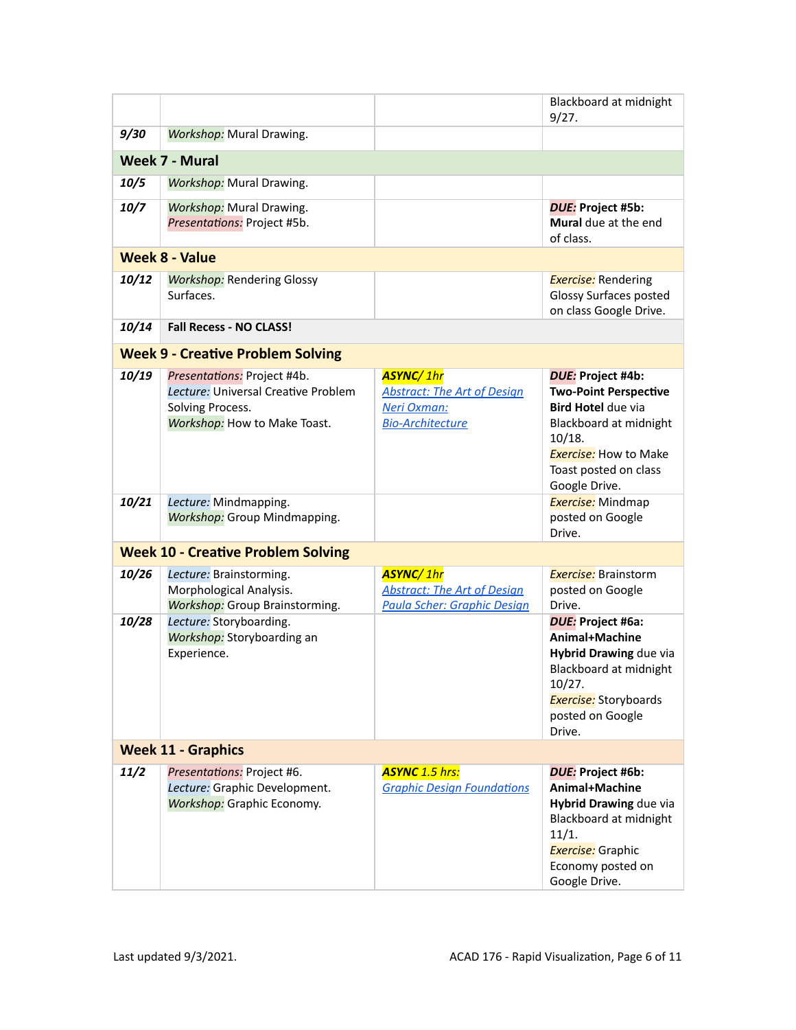| | | | |
|---|---|---|---|
| | | | Blackboard at midnight 9/27. |
| ***9/30*** | *Workshop:* Mural Drawing. | | |
| **Week 7 - Mural** | | | |
| ***10/5*** | *Workshop:* Mural Drawing. | | |
| ***10/7*** | *Workshop:* Mural Drawing.<br>*Presentations:* Project #5b. | | ***DUE:*** **Project #5b: Mural** due at the end of class. |
| **Week 8 - Value** | | | |
| ***10/12*** | *Workshop:* Rendering Glossy Surfaces. | | *Exercise:* Rendering Glossy Surfaces posted on class Google Drive. |
| ***10/14*** | **Fall Recess - NO CLASS!** | | |
| **Week 9 - Creative Problem Solving** | | | |
| ***10/19*** | *Presentations:* Project #4b.<br>*Lecture:* Universal Creative Problem Solving Process.<br>*Workshop:* How to Make Toast. | ***ASYNC/ 1hr***<br>*Abstract: The Art of Design*<br>*Neri Oxman:*<br>*Bio-Architecture* | ***DUE:*** **Project #4b: Two-Point Perspective Bird Hotel** due via Blackboard at midnight 10/18.<br>*Exercise:* How to Make Toast posted on class Google Drive. |
| ***10/21*** | *Lecture:* Mindmapping.<br>*Workshop:* Group Mindmapping. | | *Exercise:* Mindmap posted on Google Drive. |
| **Week 10 - Creative Problem Solving** | | | |
| ***10/26*** | *Lecture:* Brainstorming.<br>Morphological Analysis.<br>*Workshop:* Group Brainstorming. | ***ASYNC/ 1hr***<br>*Abstract: The Art of Design*<br>*Paula Scher: Graphic Design* | *Exercise:* Brainstorm posted on Google Drive. |
| ***10/28*** | *Lecture:* Storyboarding.<br>*Workshop:* Storyboarding an Experience. | | ***DUE:*** **Project #6a: Animal+Machine Hybrid Drawing** due via Blackboard at midnight 10/27.<br>*Exercise:* Storyboards posted on Google Drive. |
| **Week 11 - Graphics** | | | |
| ***11/2*** | *Presentations:* Project #6.<br>*Lecture:* Graphic Development.<br>*Workshop:* Graphic Economy. | ***ASYNC 1.5 hrs:***<br>*Graphic Design Foundations* | ***DUE:*** **Project #6b: Animal+Machine Hybrid Drawing** due via Blackboard at midnight 11/1.<br>*Exercise:* Graphic Economy posted on Google Drive. |

Last updated 9/3/2021.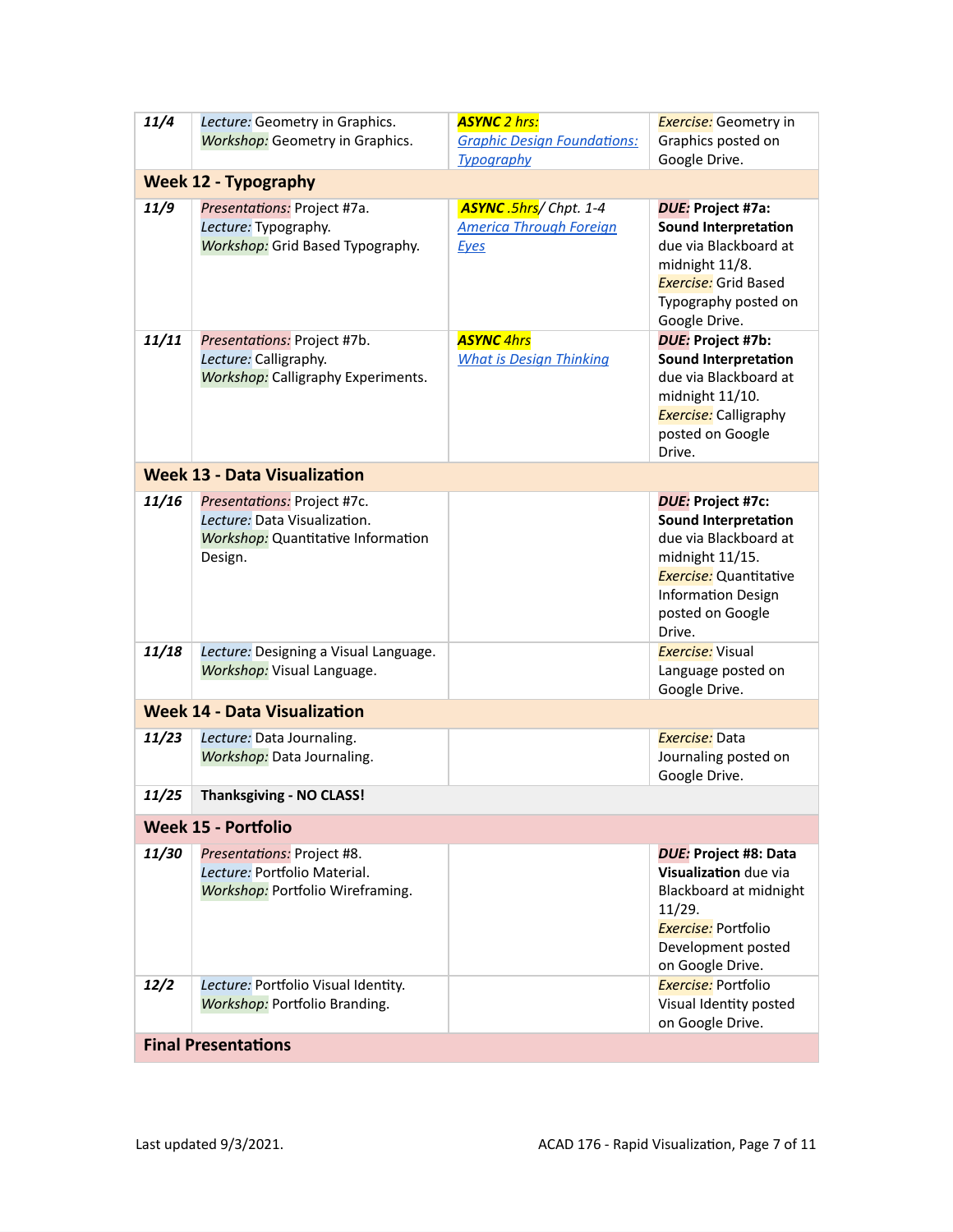| | | | |
|---|---|---|---|
| ***11/4*** | *Lecture:* Geometry in Graphics.<br>*Workshop:* Geometry in Graphics. | ***ASYNC** 2 hrs:*<br>*Graphic Design Foundations: Typography* | *Exercise:* Geometry in Graphics posted on Google Drive. |
| **Week 12 - Typography** | | | |
| ***11/9*** | *Presentations:* Project #7a.<br>*Lecture:* Typography.<br>*Workshop:* Grid Based Typography. | ***ASYNC** .5hrs/ Chpt. 1-4*<br>*America Through Foreign Eyes* | ***DUE:* Project #7a: Sound Interpretation** due via Blackboard at midnight 11/8.<br>*Exercise:* Grid Based Typography posted on Google Drive. |
| ***11/11*** | *Presentations:* Project #7b.<br>*Lecture:* Calligraphy.<br>*Workshop:* Calligraphy Experiments. | ***ASYNC** 4hrs*<br>*What is Design Thinking* | ***DUE:* Project #7b: Sound Interpretation** due via Blackboard at midnight 11/10.<br>*Exercise:* Calligraphy posted on Google Drive. |
| **Week 13 - Data Visualization** | | | |
| ***11/16*** | *Presentations:* Project #7c.<br>*Lecture:* Data Visualization.<br>*Workshop:* Quantitative Information Design. | | ***DUE:* Project #7c: Sound Interpretation** due via Blackboard at midnight 11/15.<br>*Exercise:* Quantitative Information Design posted on Google Drive. |
| ***11/18*** | *Lecture:* Designing a Visual Language.<br>*Workshop:* Visual Language. | | *Exercise:* Visual Language posted on Google Drive. |
| **Week 14 - Data Visualization** | | | |
| ***11/23*** | *Lecture:* Data Journaling.<br>*Workshop:* Data Journaling. | | *Exercise:* Data Journaling posted on Google Drive. |
| ***11/25*** | **Thanksgiving - NO CLASS!** | | |
| **Week 15 - Portfolio** | | | |
| ***11/30*** | *Presentations:* Project #8.<br>*Lecture:* Portfolio Material.<br>*Workshop:* Portfolio Wireframing. | | ***DUE:* Project #8: Data Visualization** due via Blackboard at midnight 11/29.<br>*Exercise:* Portfolio Development posted on Google Drive. |
| ***12/2*** | *Lecture:* Portfolio Visual Identity.<br>*Workshop:* Portfolio Branding. | | *Exercise:* Portfolio Visual Identity posted on Google Drive. |
| **Final Presentations** | | | |

Last updated 9/3/2021.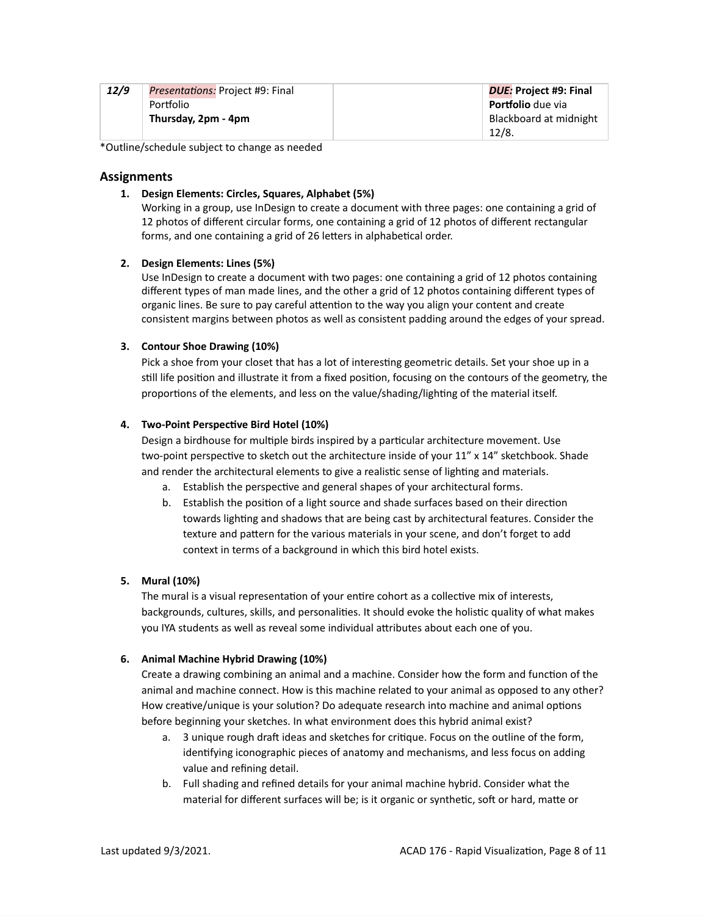| *12/9* | *Presentations:* Project #9: Final Portfolio **Thursday, 2pm - 4pm** | | ***DUE:*** **Project #9: Final Portfolio** due via Blackboard at midnight 12/8. |
|---|---|---|---|

*Outline/schedule subject to change as needed

## Assignments

1. **Design Elements: Circles, Squares, Alphabet (5%)**
   Working in a group, use InDesign to create a document with three pages: one containing a grid of 12 photos of different circular forms, one containing a grid of 12 photos of different rectangular forms, and one containing a grid of 26 letters in alphabetical order.

2. **Design Elements: Lines (5%)**
   Use InDesign to create a document with two pages: one containing a grid of 12 photos containing different types of man made lines, and the other a grid of 12 photos containing different types of organic lines. Be sure to pay careful attention to the way you align your content and create consistent margins between photos as well as consistent padding around the edges of your spread.

3. **Contour Shoe Drawing (10%)**
   Pick a shoe from your closet that has a lot of interesting geometric details. Set your shoe up in a still life position and illustrate it from a fixed position, focusing on the contours of the geometry, the proportions of the elements, and less on the value/shading/lighting of the material itself.

4. **Two-Point Perspective Bird Hotel (10%)**
   Design a birdhouse for multiple birds inspired by a particular architecture movement. Use two-point perspective to sketch out the architecture inside of your 11" x 14" sketchbook. Shade and render the architectural elements to give a realistic sense of lighting and materials.
   a. Establish the perspective and general shapes of your architectural forms.
   b. Establish the position of a light source and shade surfaces based on their direction towards lighting and shadows that are being cast by architectural features. Consider the texture and pattern for the various materials in your scene, and don't forget to add context in terms of a background in which this bird hotel exists.

5. **Mural (10%)**
   The mural is a visual representation of your entire cohort as a collective mix of interests, backgrounds, cultures, skills, and personalities. It should evoke the holistic quality of what makes you IYA students as well as reveal some individual attributes about each one of you.

6. **Animal Machine Hybrid Drawing (10%)**
   Create a drawing combining an animal and a machine. Consider how the form and function of the animal and machine connect. How is this machine related to your animal as opposed to any other? How creative/unique is your solution? Do adequate research into machine and animal options before beginning your sketches. In what environment does this hybrid animal exist?
   a. 3 unique rough draft ideas and sketches for critique. Focus on the outline of the form, identifying iconographic pieces of anatomy and mechanisms, and less focus on adding value and refining detail.
   b. Full shading and refined details for your animal machine hybrid. Consider what the material for different surfaces will be; is it organic or synthetic, soft or hard, matte or

Last updated 9/3/2021.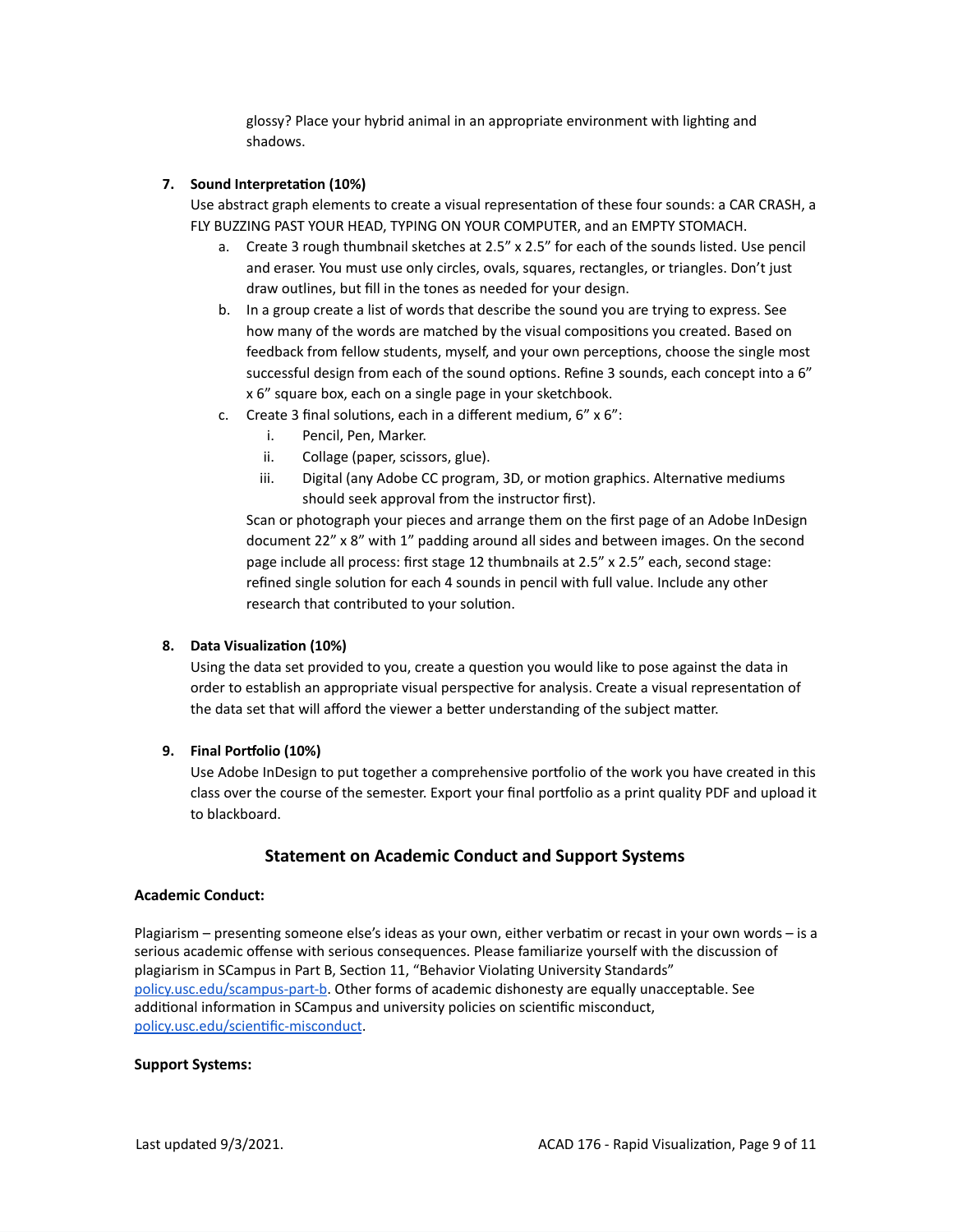glossy? Place your hybrid animal in an appropriate environment with lighting and shadows.

7. **Sound Interpretation (10%)**
   Use abstract graph elements to create a visual representation of these four sounds: a CAR CRASH, a FLY BUZZING PAST YOUR HEAD, TYPING ON YOUR COMPUTER, and an EMPTY STOMACH.
   a. Create 3 rough thumbnail sketches at 2.5" x 2.5" for each of the sounds listed. Use pencil and eraser. You must use only circles, ovals, squares, rectangles, or triangles. Don't just draw outlines, but fill in the tones as needed for your design.
   b. In a group create a list of words that describe the sound you are trying to express. See how many of the words are matched by the visual compositions you created. Based on feedback from fellow students, myself, and your own perceptions, choose the single most successful design from each of the sound options. Refine 3 sounds, each concept into a 6" x 6" square box, each on a single page in your sketchbook.
   c. Create 3 final solutions, each in a different medium, 6" x 6":
      i. Pencil, Pen, Marker.
      ii. Collage (paper, scissors, glue).
      iii. Digital (any Adobe CC program, 3D, or motion graphics. Alternative mediums should seek approval from the instructor first).

      Scan or photograph your pieces and arrange them on the first page of an Adobe InDesign document 22" x 8" with 1" padding around all sides and between images. On the second page include all process: first stage 12 thumbnails at 2.5" x 2.5" each, second stage: refined single solution for each 4 sounds in pencil with full value. Include any other research that contributed to your solution.

8. **Data Visualization (10%)**
   Using the data set provided to you, create a question you would like to pose against the data in order to establish an appropriate visual perspective for analysis. Create a visual representation of the data set that will afford the viewer a better understanding of the subject matter.

9. **Final Portfolio (10%)**
   Use Adobe InDesign to put together a comprehensive portfolio of the work you have created in this class over the course of the semester. Export your final portfolio as a print quality PDF and upload it to blackboard.

## Statement on Academic Conduct and Support Systems

**Academic Conduct:**

Plagiarism – presenting someone else's ideas as your own, either verbatim or recast in your own words – is a serious academic offense with serious consequences. Please familiarize yourself with the discussion of plagiarism in SCampus in Part B, Section 11, "Behavior Violating University Standards" policy.usc.edu/scampus-part-b. Other forms of academic dishonesty are equally unacceptable. See additional information in SCampus and university policies on scientific misconduct, policy.usc.edu/scientific-misconduct.

**Support Systems:**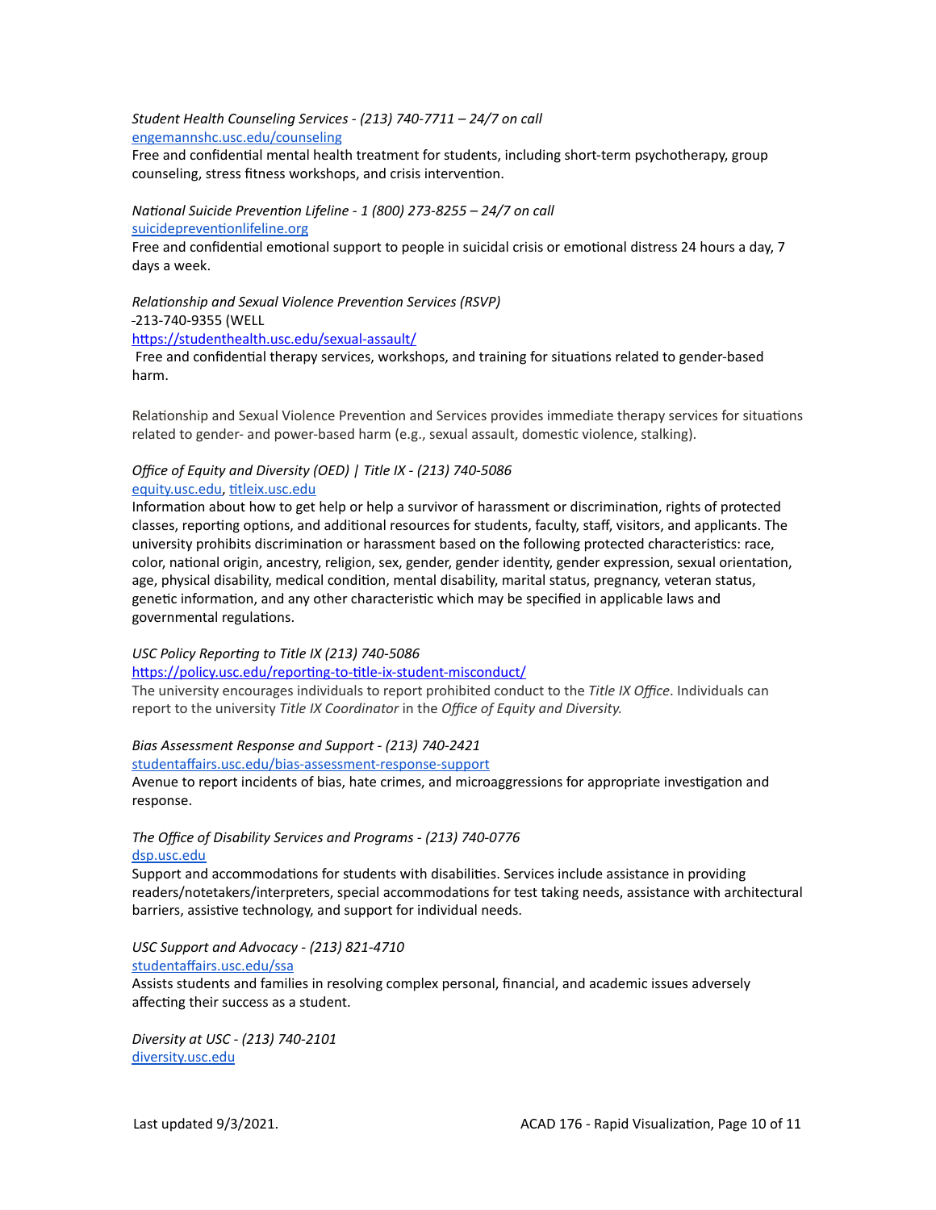*Student Health Counseling Services - (213) 740-7711 – 24/7 on call*
[engemannshc.usc.edu/counseling](engemannshc.usc.edu/counseling)
Free and confidential mental health treatment for students, including short-term psychotherapy, group counseling, stress fitness workshops, and crisis intervention.

*National Suicide Prevention Lifeline - 1 (800) 273-8255 – 24/7 on call*
[suicidepreventionlifeline.org](suicidepreventionlifeline.org)
Free and confidential emotional support to people in suicidal crisis or emotional distress 24 hours a day, 7 days a week.

*Relationship and Sexual Violence Prevention Services (RSVP)*
-213-740-9355 (WELL
[https://studenthealth.usc.edu/sexual-assault/](https://studenthealth.usc.edu/sexual-assault/)
Free and confidential therapy services, workshops, and training for situations related to gender-based harm.

Relationship and Sexual Violence Prevention and Services provides immediate therapy services for situations related to gender- and power-based harm (e.g., sexual assault, domestic violence, stalking).

*Office of Equity and Diversity (OED) | Title IX - (213) 740-5086*
[equity.usc.edu](equity.usc.edu), [titleix.usc.edu](titleix.usc.edu)
Information about how to get help or help a survivor of harassment or discrimination, rights of protected classes, reporting options, and additional resources for students, faculty, staff, visitors, and applicants. The university prohibits discrimination or harassment based on the following protected characteristics: race, color, national origin, ancestry, religion, sex, gender, gender identity, gender expression, sexual orientation, age, physical disability, medical condition, mental disability, marital status, pregnancy, veteran status, genetic information, and any other characteristic which may be specified in applicable laws and governmental regulations.

*USC Policy Reporting to Title IX (213) 740-5086*
[https://policy.usc.edu/reporting-to-title-ix-student-misconduct/](https://policy.usc.edu/reporting-to-title-ix-student-misconduct/)
The university encourages individuals to report prohibited conduct to the *Title IX Office*. Individuals can report to the university *Title IX Coordinator* in the *Office of Equity and Diversity.*

*Bias Assessment Response and Support - (213) 740-2421*
[studentaffairs.usc.edu/bias-assessment-response-support](studentaffairs.usc.edu/bias-assessment-response-support)
Avenue to report incidents of bias, hate crimes, and microaggressions for appropriate investigation and response.

*The Office of Disability Services and Programs - (213) 740-0776*
[dsp.usc.edu](dsp.usc.edu)
Support and accommodations for students with disabilities. Services include assistance in providing readers/notetakers/interpreters, special accommodations for test taking needs, assistance with architectural barriers, assistive technology, and support for individual needs.

*USC Support and Advocacy - (213) 821-4710*
[studentaffairs.usc.edu/ssa](studentaffairs.usc.edu/ssa)
Assists students and families in resolving complex personal, financial, and academic issues adversely affecting their success as a student.

*Diversity at USC - (213) 740-2101*
[diversity.usc.edu](diversity.usc.edu)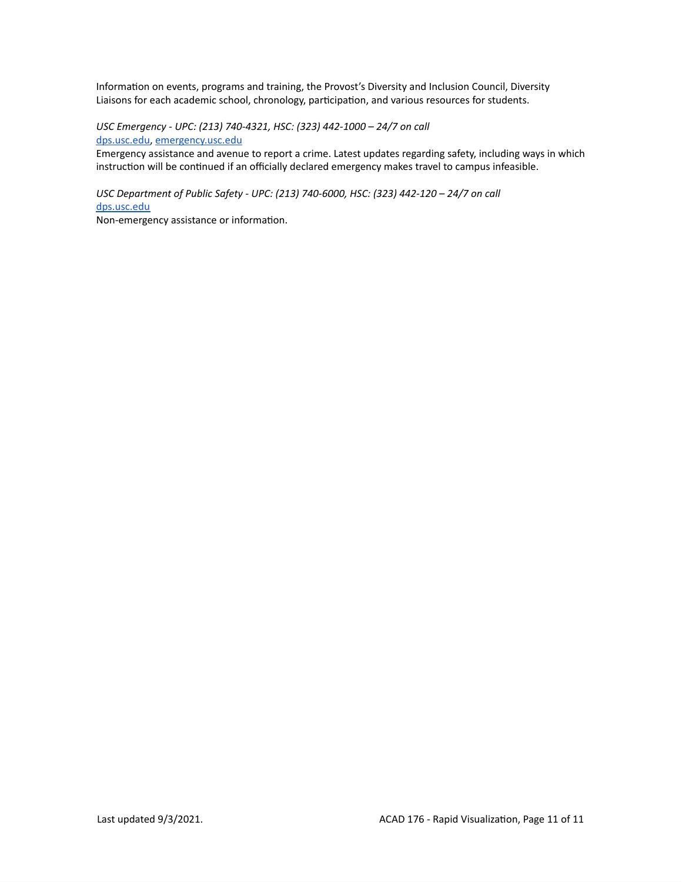Information on events, programs and training, the Provost's Diversity and Inclusion Council, Diversity Liaisons for each academic school, chronology, participation, and various resources for students.

*USC Emergency - UPC: (213) 740-4321, HSC: (323) 442-1000 – 24/7 on call*
[dps.usc.edu](dps.usc.edu), [emergency.usc.edu](emergency.usc.edu)
Emergency assistance and avenue to report a crime. Latest updates regarding safety, including ways in which instruction will be continued if an officially declared emergency makes travel to campus infeasible.

*USC Department of Public Safety - UPC: (213) 740-6000, HSC: (323) 442-120 – 24/7 on call*
[dps.usc.edu](dps.usc.edu)
Non-emergency assistance or information.

Last updated 9/3/2021.